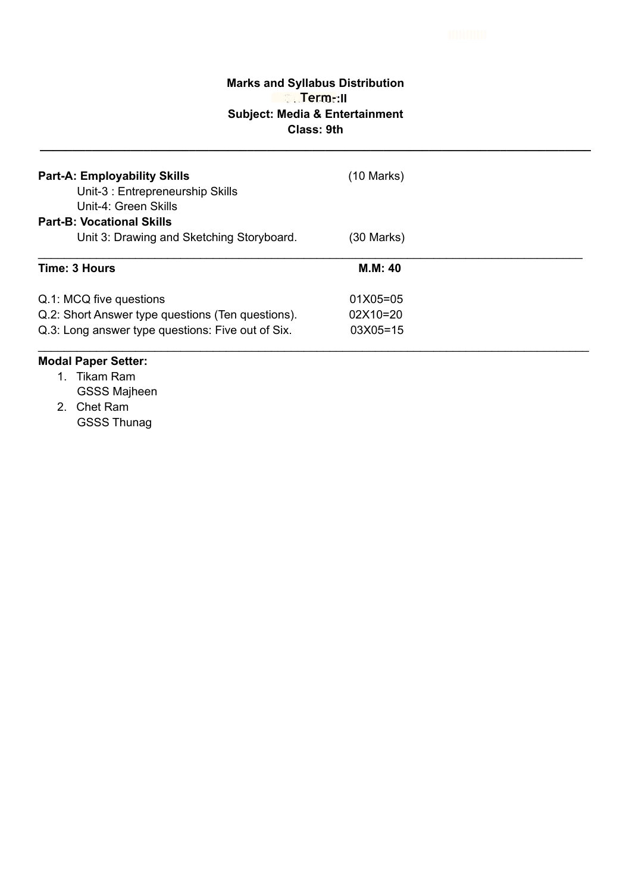**Marks and Syllabus Distribution**

**Term-II**

**Subject: Media & Entertainment**

**Class: 9th**

---

**Part-A: Employability Skills** (10 Marks)

Unit-3 : Entrepreneurship Skills

Unit-4: Green Skills

**Part-B: Vocational Skills**

Unit 3: Drawing and Sketching Storyboard. (30 Marks)

---

| **Time: 3 Hours** | **M.M: 40** |
|---|---|
| Q.1: MCQ five questions | 01X05=05 |
| Q.2: Short Answer type questions (Ten questions). | 02X10=20 |
| Q.3: Long answer type questions: Five out of Six. | 03X05=15 |

---

**Modal Paper Setter:**

1. Tikam Ram
   GSSS Majheen
2. Chet Ram
   GSSS Thunag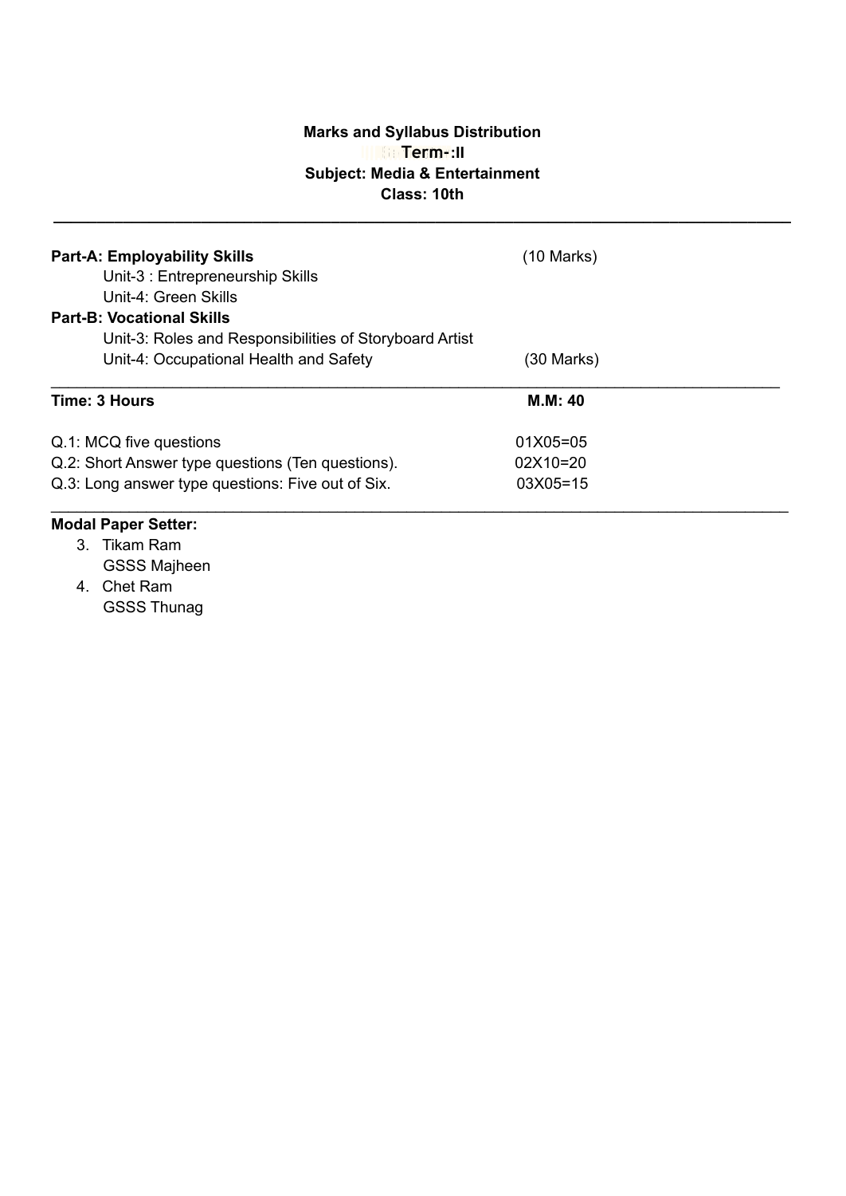**Marks and Syllabus Distribution**

**Term-:II**

**Subject: Media & Entertainment**

**Class: 10th**

---

**Part-A: Employability Skills** (10 Marks)

Unit-3 : Entrepreneurship Skills

Unit-4: Green Skills

**Part-B: Vocational Skills**

Unit-3: Roles and Responsibilities of Storyboard Artist

Unit-4: Occupational Health and Safety (30 Marks)

---

**Time: 3 Hours** **M.M: 40**

| | |
|---|---|
| Q.1: MCQ five questions | 01X05=05 |
| Q.2: Short Answer type questions (Ten questions). | 02X10=20 |
| Q.3: Long answer type questions: Five out of Six. | 03X05=15 |

---

**Modal Paper Setter:**

3. Tikam Ram
   GSSS Majheen
4. Chet Ram
   GSSS Thunag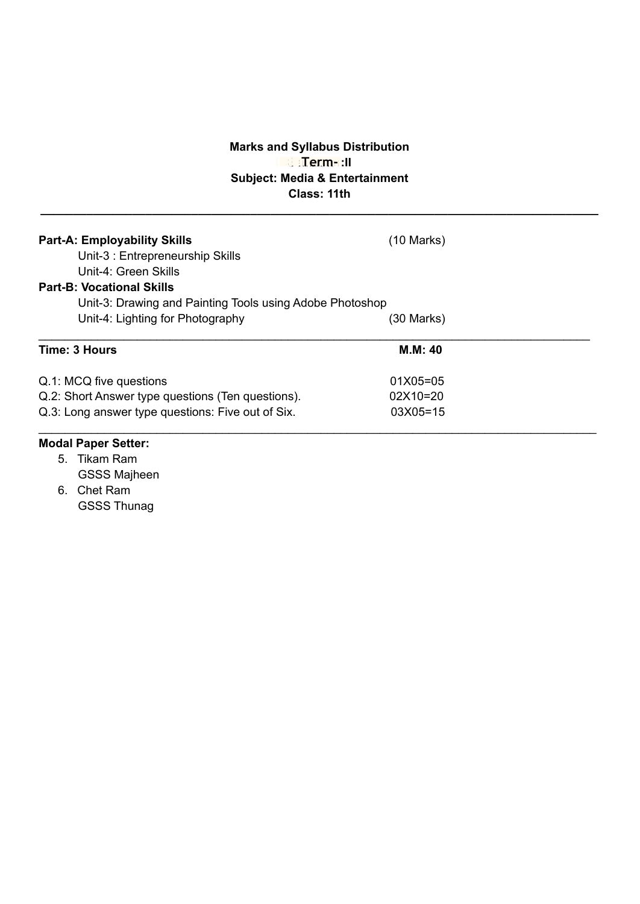**Marks and Syllabus Distribution**

**Term- :II**

**Subject: Media & Entertainment**

**Class: 11th**

---

**Part-A: Employability Skills** (10 Marks)

Unit-3 : Entrepreneurship Skills

Unit-4: Green Skills

**Part-B: Vocational Skills**

Unit-3: Drawing and Painting Tools using Adobe Photoshop

Unit-4: Lighting for Photography (30 Marks)

---

| **Time: 3 Hours** | **M.M: 40** |
|---|---|
| Q.1: MCQ five questions | 01X05=05 |
| Q.2: Short Answer type questions (Ten questions). | 02X10=20 |
| Q.3: Long answer type questions: Five out of Six. | 03X05=15 |

---

**Modal Paper Setter:**

5. Tikam Ram
   GSSS Majheen
6. Chet Ram
   GSSS Thunag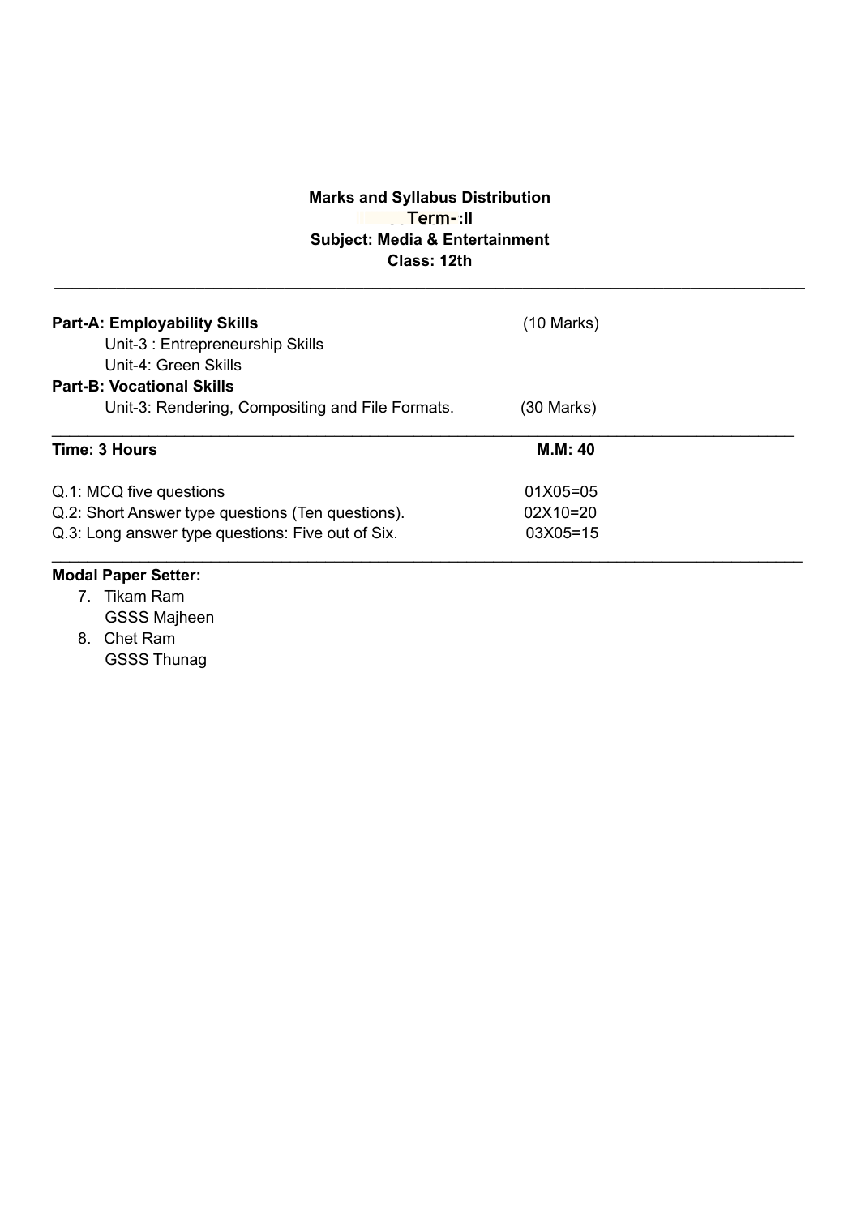**Marks and Syllabus Distribution**
**Term-:II**
**Subject: Media & Entertainment**
**Class: 12th**

---

**Part-A: Employability Skills** (10 Marks)

Unit-3 : Entrepreneurship Skills

Unit-4: Green Skills

**Part-B: Vocational Skills**

Unit-3: Rendering, Compositing and File Formats. (30 Marks)

---

| | |
|---|---|
| **Time: 3 Hours** | **M.M: 40** |
| Q.1: MCQ five questions | 01X05=05 |
| Q.2: Short Answer type questions (Ten questions). | 02X10=20 |
| Q.3: Long answer type questions: Five out of Six. | 03X05=15 |

---

**Modal Paper Setter:**

7. Tikam Ram
   GSSS Majheen
8. Chet Ram
   GSSS Thunag